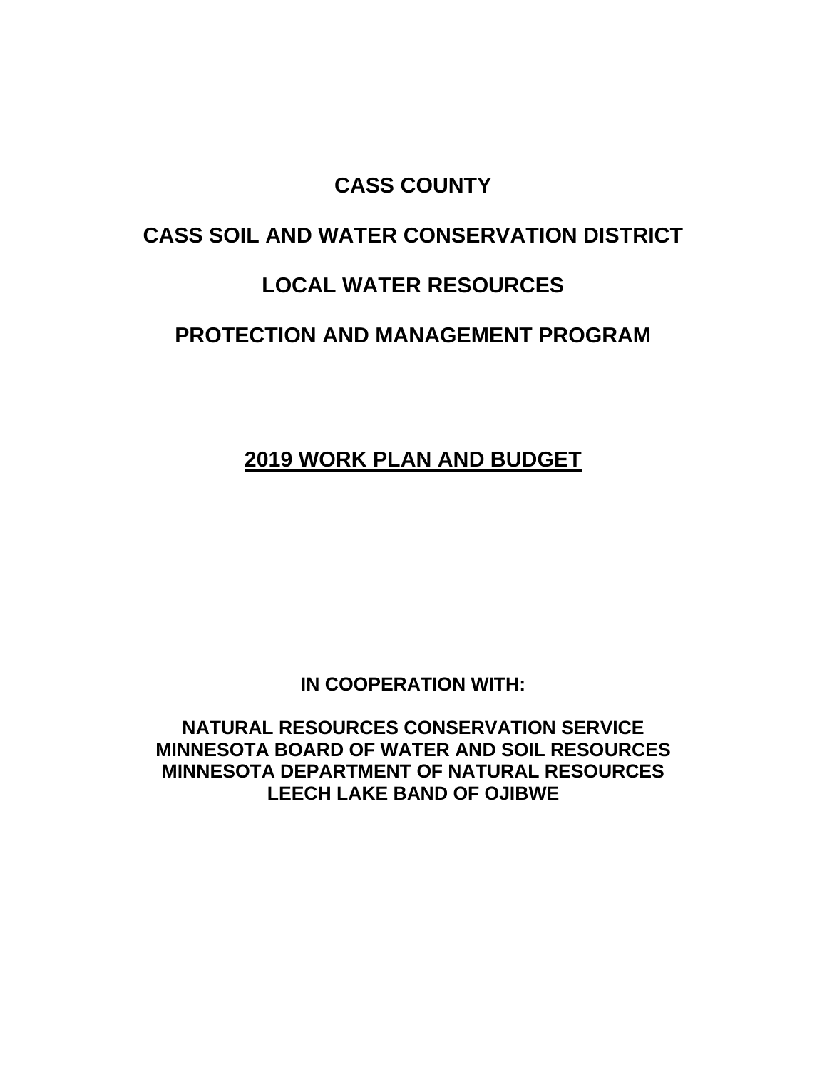# CASS COUNTY

# CASS SOIL AND WATER CONSERVATION DISTRICT

# LOCAL WATER RESOURCES

# PROTECTION AND MANAGEMENT PROGRAM

## 2019 WORK PLAN AND BUDGET

**IN COOPERATION WITH:**

**NATURAL RESOURCES CONSERVATION SERVICE**
**MINNESOTA BOARD OF WATER AND SOIL RESOURCES**
**MINNESOTA DEPARTMENT OF NATURAL RESOURCES**
**LEECH LAKE BAND OF OJIBWE**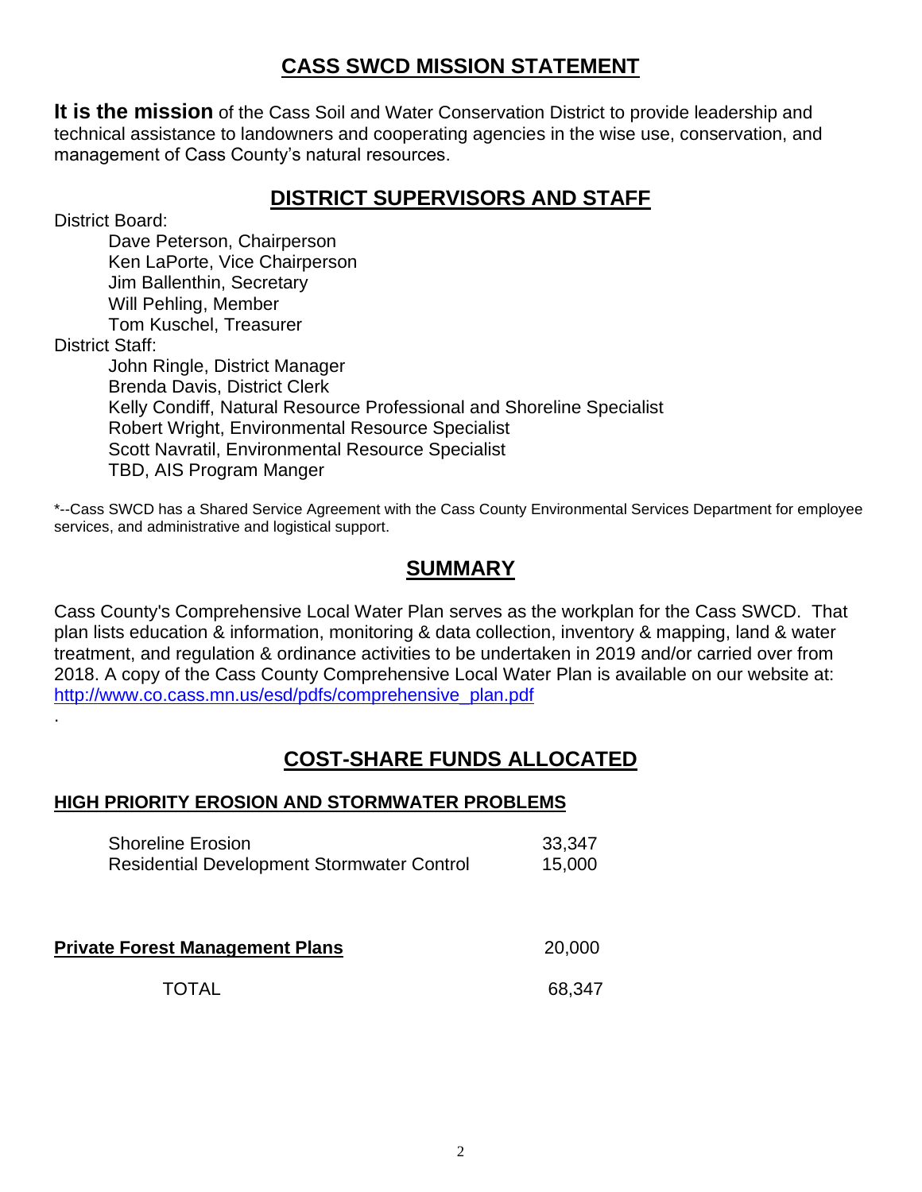## CASS SWCD MISSION STATEMENT

**It is the mission** of the Cass Soil and Water Conservation District to provide leadership and technical assistance to landowners and cooperating agencies in the wise use, conservation, and management of Cass County's natural resources.

## DISTRICT SUPERVISORS AND STAFF

District Board:

- Dave Peterson, Chairperson
- Ken LaPorte, Vice Chairperson
- Jim Ballenthin, Secretary
- Will Pehling, Member
- Tom Kuschel, Treasurer

District Staff:

- John Ringle, District Manager
- Brenda Davis, District Clerk
- Kelly Condiff, Natural Resource Professional and Shoreline Specialist
- Robert Wright, Environmental Resource Specialist
- Scott Navratil, Environmental Resource Specialist
- TBD, AIS Program Manger

*--Cass SWCD has a Shared Service Agreement with the Cass County Environmental Services Department for employee services, and administrative and logistical support.

## SUMMARY

Cass County's Comprehensive Local Water Plan serves as the workplan for the Cass SWCD. That plan lists education & information, monitoring & data collection, inventory & mapping, land & water treatment, and regulation & ordinance activities to be undertaken in 2019 and/or carried over from 2018. A copy of the Cass County Comprehensive Local Water Plan is available on our website at: http://www.co.cass.mn.us/esd/pdfs/comprehensive_plan.pdf

.

## COST-SHARE FUNDS ALLOCATED

### HIGH PRIORITY EROSION AND STORMWATER PROBLEMS

| | |
|---|---|
| Shoreline Erosion | 33,347 |
| Residential Development Stormwater Control | 15,000 |
| **Private Forest Management Plans** | 20,000 |
| TOTAL | 68,347 |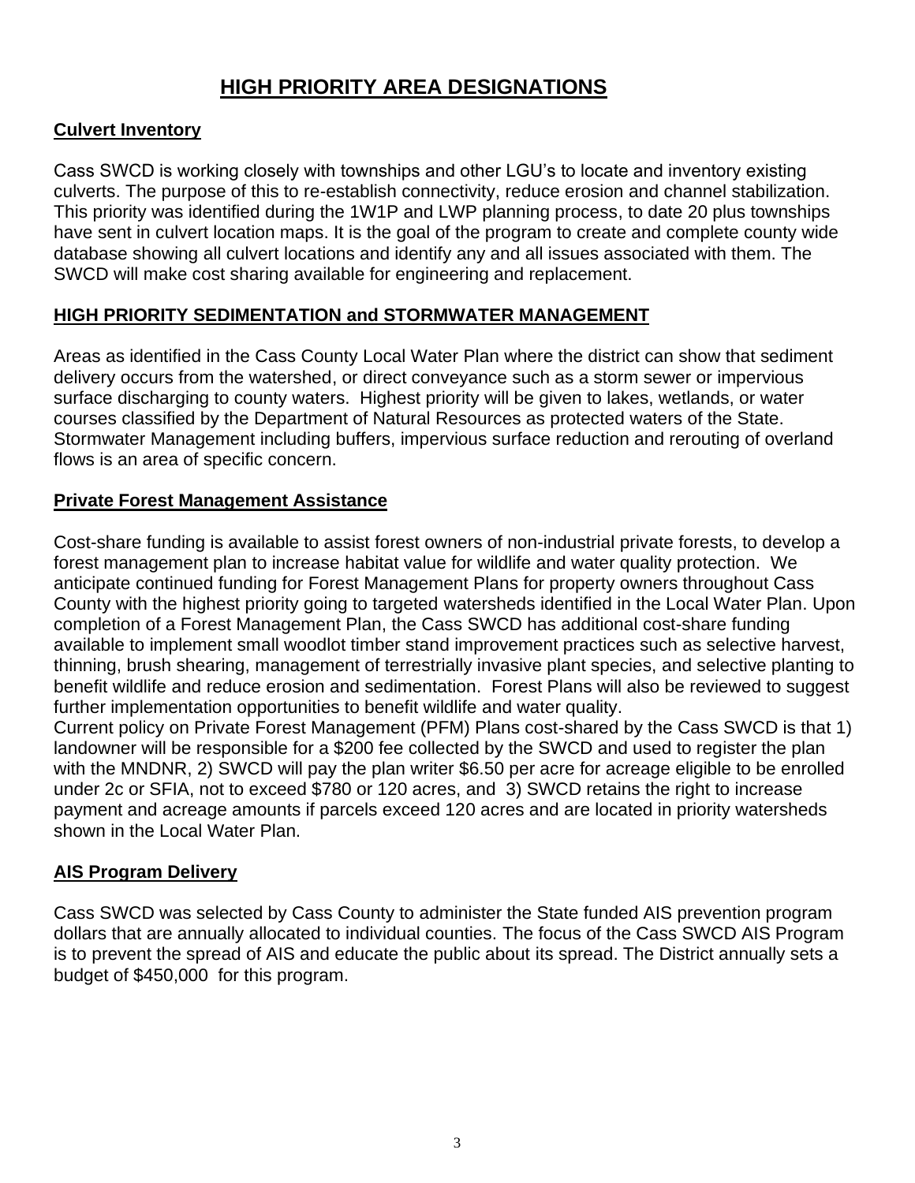# HIGH PRIORITY AREA DESIGNATIONS

## Culvert Inventory

Cass SWCD is working closely with townships and other LGU's to locate and inventory existing culverts. The purpose of this to re-establish connectivity, reduce erosion and channel stabilization. This priority was identified during the 1W1P and LWP planning process, to date 20 plus townships have sent in culvert location maps. It is the goal of the program to create and complete county wide database showing all culvert locations and identify any and all issues associated with them. The SWCD will make cost sharing available for engineering and replacement.

## HIGH PRIORITY SEDIMENTATION and STORMWATER MANAGEMENT

Areas as identified in the Cass County Local Water Plan where the district can show that sediment delivery occurs from the watershed, or direct conveyance such as a storm sewer or impervious surface discharging to county waters. Highest priority will be given to lakes, wetlands, or water courses classified by the Department of Natural Resources as protected waters of the State. Stormwater Management including buffers, impervious surface reduction and rerouting of overland flows is an area of specific concern.

## Private Forest Management Assistance

Cost-share funding is available to assist forest owners of non-industrial private forests, to develop a forest management plan to increase habitat value for wildlife and water quality protection. We anticipate continued funding for Forest Management Plans for property owners throughout Cass County with the highest priority going to targeted watersheds identified in the Local Water Plan. Upon completion of a Forest Management Plan, the Cass SWCD has additional cost-share funding available to implement small woodlot timber stand improvement practices such as selective harvest, thinning, brush shearing, management of terrestrially invasive plant species, and selective planting to benefit wildlife and reduce erosion and sedimentation. Forest Plans will also be reviewed to suggest further implementation opportunities to benefit wildlife and water quality.

Current policy on Private Forest Management (PFM) Plans cost-shared by the Cass SWCD is that 1) landowner will be responsible for a $200 fee collected by the SWCD and used to register the plan with the MNDNR, 2) SWCD will pay the plan writer $6.50 per acre for acreage eligible to be enrolled under 2c or SFIA, not to exceed $780 or 120 acres, and 3) SWCD retains the right to increase payment and acreage amounts if parcels exceed 120 acres and are located in priority watersheds shown in the Local Water Plan.

## AIS Program Delivery

Cass SWCD was selected by Cass County to administer the State funded AIS prevention program dollars that are annually allocated to individual counties. The focus of the Cass SWCD AIS Program is to prevent the spread of AIS and educate the public about its spread. The District annually sets a budget of $450,000 for this program.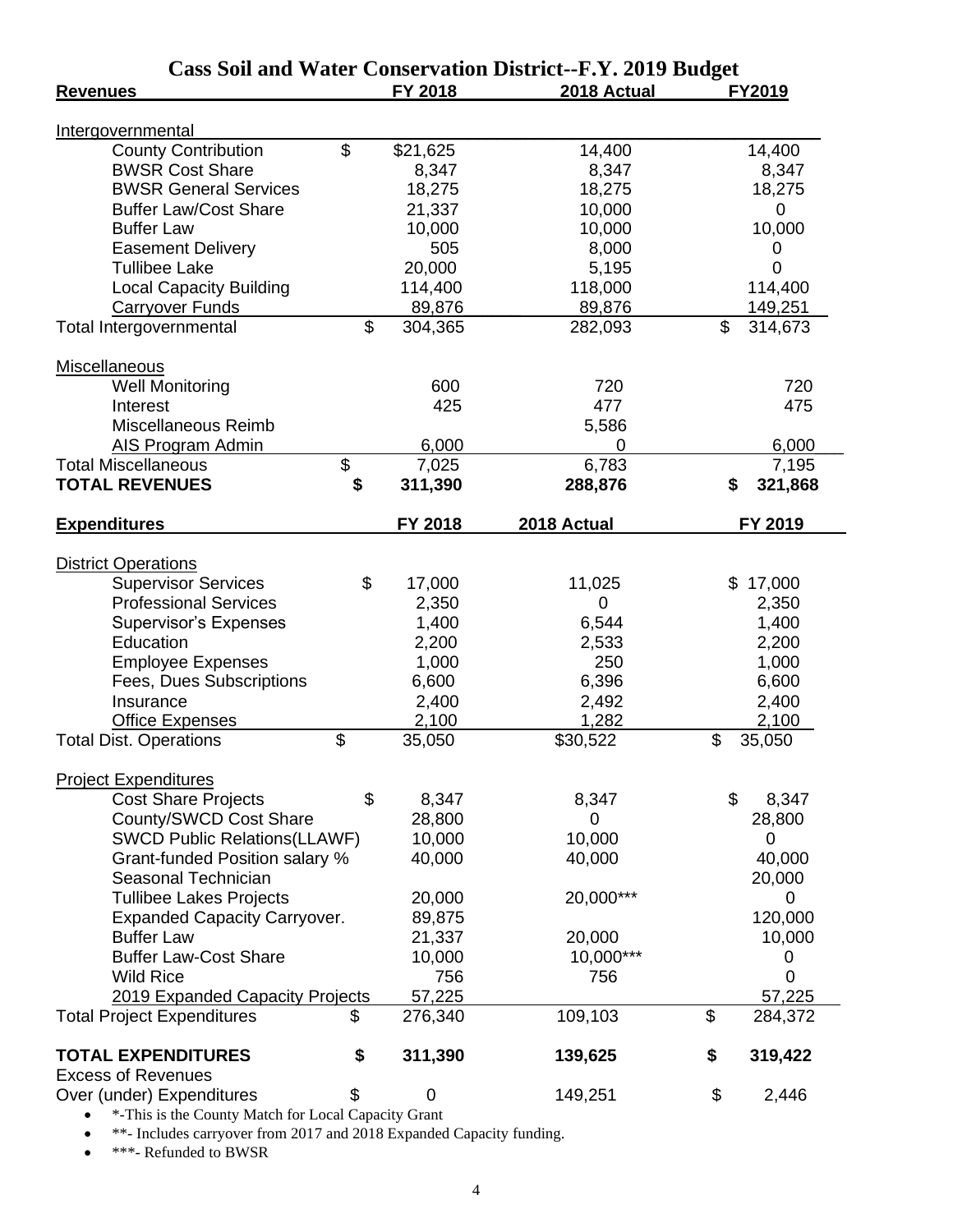# Cass Soil and Water Conservation District--F.Y. 2019 Budget

| Revenues | FY 2018 | 2018 Actual | FY2019 |
|---|---|---|---|
| Intergovernmental | | | |
| County Contribution | $ $21,625 | 14,400 | 14,400 |
| BWSR Cost Share | 8,347 | 8,347 | 8,347 |
| BWSR General Services | 18,275 | 18,275 | 18,275 |
| Buffer Law/Cost Share | 21,337 | 10,000 | 0 |
| Buffer Law | 10,000 | 10,000 | 10,000 |
| Easement Delivery | 505 | 8,000 | 0 |
| Tullibee Lake | 20,000 | 5,195 | 0 |
| Local Capacity Building | 114,400 | 118,000 | 114,400 |
| Carryover Funds | 89,876 | 89,876 | 149,251 |
| Total Intergovernmental | $ 304,365 | 282,093 | $ 314,673 |
| Miscellaneous | | | |
| Well Monitoring | 600 | 720 | 720 |
| Interest | 425 | 477 | 475 |
| Miscellaneous Reimb | | 5,586 | |
| AIS Program Admin | 6,000 | 0 | 6,000 |
| Total Miscellaneous | $ 7,025 | 6,783 | 7,195 |
| **TOTAL REVENUES** | **$ 311,390** | **288,876** | **$ 321,868** |

| Expenditures | FY 2018 | 2018 Actual | FY 2019 |
|---|---|---|---|
| District Operations | | | |
| Supervisor Services | $ 17,000 | 11,025 | $ 17,000 |
| Professional Services | 2,350 | 0 | 2,350 |
| Supervisor's Expenses | 1,400 | 6,544 | 1,400 |
| Education | 2,200 | 2,533 | 2,200 |
| Employee Expenses | 1,000 | 250 | 1,000 |
| Fees, Dues Subscriptions | 6,600 | 6,396 | 6,600 |
| Insurance | 2,400 | 2,492 | 2,400 |
| Office Expenses | 2,100 | 1,282 | 2,100 |
| Total Dist. Operations | $ 35,050 | $30,522 | $ 35,050 |
| Project Expenditures | | | |
| Cost Share Projects | $ 8,347 | 8,347 | $ 8,347 |
| County/SWCD Cost Share | 28,800 | 0 | 28,800 |
| SWCD Public Relations(LLAWF) | 10,000 | 10,000 | 0 |
| Grant-funded Position salary % | 40,000 | 40,000 | 40,000 |
| Seasonal Technician | | | 20,000 |
| Tullibee Lakes Projects | 20,000 | 20,000*** | 0 |
| Expanded Capacity Carryover. | 89,875 | | 120,000 |
| Buffer Law | 21,337 | 20,000 | 10,000 |
| Buffer Law-Cost Share | 10,000 | 10,000*** | 0 |
| Wild Rice | 756 | 756 | 0 |
| 2019 Expanded Capacity Projects | 57,225 | | 57,225 |
| Total Project Expenditures | $ 276,340 | 109,103 | $ 284,372 |
| **TOTAL EXPENDITURES** | **$ 311,390** | **139,625** | **$ 319,422** |
| Excess of Revenues Over (under) Expenditures | $ 0 | 149,251 | $ 2,446 |

- *-This is the County Match for Local Capacity Grant
- **- Includes carryover from 2017 and 2018 Expanded Capacity funding.
- ***- Refunded to BWSR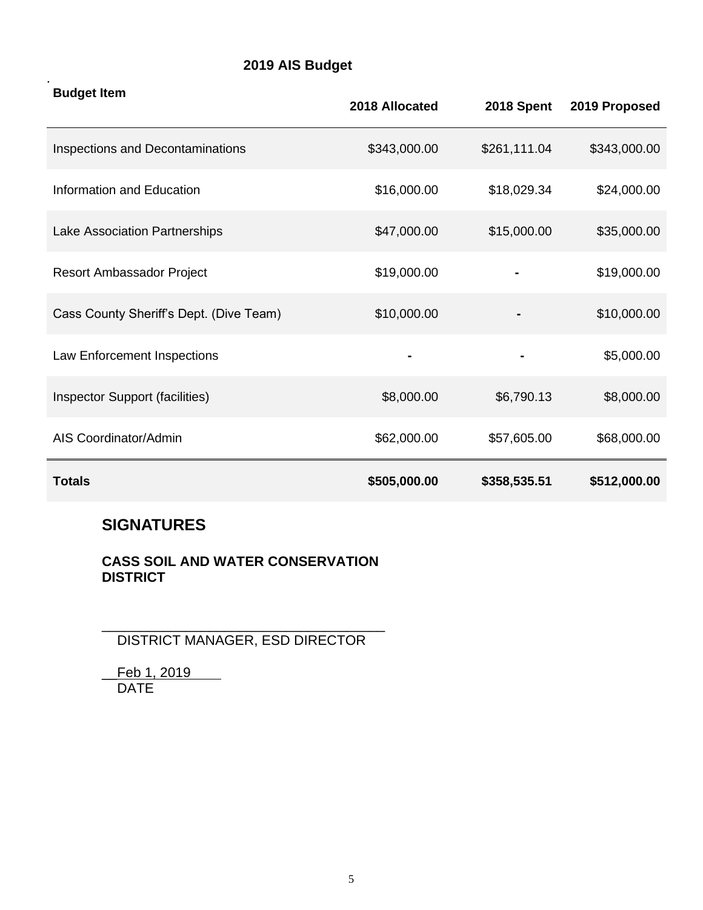## 2019 AIS Budget

| Budget Item | 2018 Allocated | 2018 Spent | 2019 Proposed |
|---|---|---|---|
| Inspections and Decontaminations | $343,000.00 | $261,111.04 | $343,000.00 |
| Information and Education | $16,000.00 | $18,029.34 | $24,000.00 |
| Lake Association Partnerships | $47,000.00 | $15,000.00 | $35,000.00 |
| Resort Ambassador Project | $19,000.00 | - | $19,000.00 |
| Cass County Sheriff's Dept. (Dive Team) | $10,000.00 | - | $10,000.00 |
| Law Enforcement Inspections | - | - | $5,000.00 |
| Inspector Support (facilities) | $8,000.00 | $6,790.13 | $8,000.00 |
| AIS Coordinator/Admin | $62,000.00 | $57,605.00 | $68,000.00 |
| **Totals** | **$505,000.00** | **$358,535.51** | **$512,000.00** |

## SIGNATURES

**CASS SOIL AND WATER CONSERVATION DISTRICT**

____________________________________
DISTRICT MANAGER, ESD DIRECTOR

Feb 1, 2019
DATE